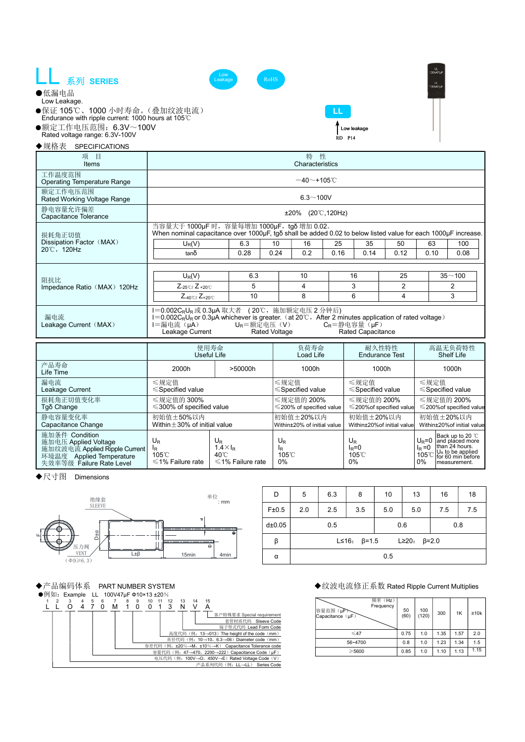# LL 系列 SERIES

Low Leakage　RoHS

LL
Low leakage
RD　P14

- ●低漏电品
  Low Leakage.
- ●保证 105℃、1000 小时寿命。(叠加纹波电流)
  Endurance with ripple current: 1000 hours at 105℃
- ●额定工作电压范围：6.3V～100V
  Rated voltage range: 6.3V-100V

## ◆规格表　SPECIFICATIONS

| 项　目 Items | 特　性 Characteristics |
|---|---|
| 工作温度范围 Operating Temperature Range | －40～+105℃ |
| 额定工作电压范围 Rated Working Voltage Range | 6.3～100V |
| 静电容量允许偏差 Capacitance Tolerance | ±20%　(20℃,120Hz) |
| 损耗角正切值 Dissipation Factor（MAX） 20℃，120Hz | 当容量大于 1000μF 时，容量每增加 1000μF，tgδ 增加 0.02。 When nominal capacitance over 1000μF, tgδ shall be added 0.02 to below listed value for each 1000μF increase. |

| $U_R$(V) | 6.3 | 10 | 16 | 25 | 35 | 50 | 63 | 100 |
|---|---|---|---|---|---|---|---|---|
| tanδ | 0.28 | 0.24 | 0.2 | 0.16 | 0.14 | 0.12 | 0.10 | 0.08 |

阻抗比 Impedance Ratio（MAX）120Hz

| $U_R$(V) | 6.3 | 10 | 16 | 25 | 35～100 |
|---|---|---|---|---|---|
| $Z_{-25℃}$/ $Z_{+20℃}$ | 5 | 4 | 3 | 2 | 2 |
| $Z_{-40℃}$/ $Z_{+20℃}$ | 10 | 8 | 6 | 4 | 3 |

漏电流 Leakage Current（MAX）

$I=0.002C_RU_R$ 或 0.3μA 取大者　(20℃，施加额定电压 2 分钟后)
$I=0.002C_RU_R$ or 0.3μA whichever is greater.（at 20℃，After 2 minutes application of rated voltage）
I=漏电流（μA） Leakage Current　　$U_R$=额定电压（V） Rated Voltage　　$C_R$=静电容量（μF） Rated Capacitance

| | 使用寿命 Useful Life | | 负荷寿命 Load Life | 耐久性特性 Endurance Test | 高温无负荷特性 Shelf Life |
|---|---|---|---|---|---|
| 产品寿命 Life Time | 2000h | >50000h | 1000h | 1000h | 1000h |
| 漏电流 Leakage Current | ≤规定值 ≤Specified value | | ≤规定值 ≤Specified value | ≤规定值 ≤Specified value | ≤规定值 ≤Specified value |
| 损耗角正切值变化率 Tgδ Change | ≤规定值的 300% ≤300% of specified value | | ≤规定值的 200% ≤200% of specified value | ≤规定值的 200% ≤200%of specified value | ≤规定值的 200% ≤200%of specified value |
| 静电容量变化率 Capacitance Change | 初始值±50%以内 Within±30% of initial value | | 初始值±20%以内 Within±20% of initial value | 初始值±20%以内 Within±20%of initial value | 初始值±20%以内 Within±20%of initial value |
| 施加条件 Condition 施加电压 Applied Voltage 施加纹波电流 Applied Ripple Current 环境温度 Applied Temperature 失效率等级 Failure Rate Level | $U_R$ $I_R$ 105℃ ≤1% Failure rate | $U_R$ $1.4×I_R$ 40℃ ≤1% Failure rate | $U_R$ $I_R$ 105℃ 0% | $U_R$ $I_R$=0 105℃ 0% | $U_R$=0 $I_R$=0 105℃ 0% Back up to 20 ℃ and placed more than 24 hours. $U_R$ to be applied for 60 min before measurement. |

## ◆尺寸图　Dimensions

绝缘套 SLEEVE　单位：mm　压力阀 VENT（ΦD≥6.3）　L±β　15min　4min

| D | 5 | 6.3 | 8 | 10 | 13 | 16 | 18 |
|---|---|---|---|---|---|---|---|
| F±0.5 | 2.0 | 2.5 | 3.5 | 5.0 | 5.0 | 7.5 | 7.5 |
| d±0.05 | 0.5 | | | 0.6 | | 0.8 | |
| β | L≤16:　β=1.5　　L≥20:　β=2.0 | | | | | | |
| α | 0.5 | | | | | | |

## ◆产品编码体系　PART NUMBER SYSTEM

●例如：Example　LL　100V47μF Φ10×13 ±20%

| 1 | 2 | 3 | 4 | 5 | 6 | 7 | 8 | 9 | 10 | 11 | 12 | 13 | 14 | 15 |
|---|---|---|---|---|---|---|---|---|---|---|---|---|---|---|
| L | L | O | 4 | 7 | 0 | M | 1 | 0 | 0 | 1 | 3 | N | V | A |

- 客户特殊要求 Special requirement
- 套管材质代码　Sleeve Code
- 端子型式代码 Lead From Code
- 高度代码（例：13→013）The height of the code（mm）
- 直径代码（例：10→10、6.3→06）Diameter code（mm）
- 容差代码（例：±20%→M、±10%→K） Capacitance Tolerance code
- 容量代码（例：47→470、2200→222）Capacitance Code（μF）
- 电压代码（例：100V→O、450V→E）Rated Voltage Code（V）
- 产品系列代码（例：LL→LL） Series Code

## ◆纹波电流修正系数 Rated Ripple Current Multiples

| 容量范围（μF） Capacitance（μF） \ 频率（Hz） Frequency | 50 (60) | 100 (120) | 300 | 1K | ≥10k |
|---|---|---|---|---|---|
| ≤47 | 0.75 | 1.0 | 1.35 | 1.57 | 2.0 |
| 56~4700 | 0.8 | 1.0 | 1.23 | 1.34 | 1.5 |
| ≥5600 | 0.85 | 1.0 | 1.10 | 1.13 | 1.15 |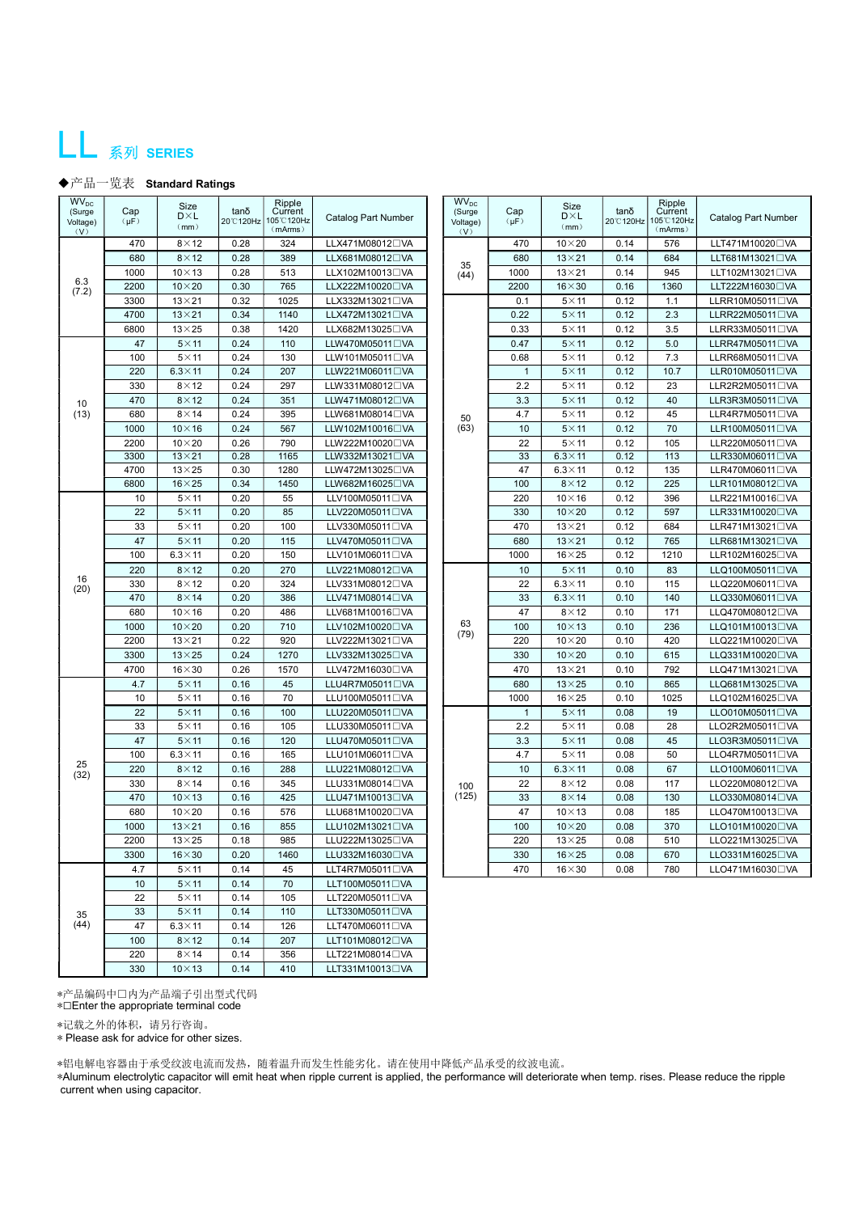# LL 系列 SERIES

◆产品一览表 **Standard Ratings**

| WV_DC (Surge Voltage) (V) | Cap (μF) | Size D×L (mm) | tanδ 20℃120Hz | Ripple Current 105℃120Hz (mArms) | Catalog Part Number |
|---|---|---|---|---|---|
| 6.3 (7.2) | 470 | 8×12 | 0.28 | 324 | LLX471M08012□VA |
| | 680 | 8×12 | 0.28 | 389 | LLX681M08012□VA |
| | 1000 | 10×13 | 0.28 | 513 | LLX102M10013□VA |
| | 2200 | 10×20 | 0.30 | 765 | LLX222M10020□VA |
| | 3300 | 13×21 | 0.32 | 1025 | LLX332M13021□VA |
| | 4700 | 13×21 | 0.34 | 1140 | LLX472M13021□VA |
| | 6800 | 13×25 | 0.38 | 1420 | LLX682M13025□VA |
| 10 (13) | 47 | 5×11 | 0.24 | 110 | LLW470M05011□VA |
| | 100 | 5×11 | 0.24 | 130 | LLW101M05011□VA |
| | 220 | 6.3×11 | 0.24 | 207 | LLW221M06011□VA |
| | 330 | 8×12 | 0.24 | 297 | LLW331M08012□VA |
| | 470 | 8×12 | 0.24 | 351 | LLW471M08012□VA |
| | 680 | 8×14 | 0.24 | 395 | LLW681M08014□VA |
| | 1000 | 10×16 | 0.24 | 567 | LLW102M10016□VA |
| | 2200 | 10×20 | 0.26 | 790 | LLW222M10020□VA |
| | 3300 | 13×21 | 0.28 | 1165 | LLW332M13021□VA |
| | 4700 | 13×25 | 0.30 | 1280 | LLW472M13025□VA |
| | 6800 | 16×25 | 0.34 | 1450 | LLW682M16025□VA |
| 16 (20) | 10 | 5×11 | 0.20 | 55 | LLV100M05011□VA |
| | 22 | 5×11 | 0.20 | 85 | LLV220M05011□VA |
| | 33 | 5×11 | 0.20 | 100 | LLV330M05011□VA |
| | 47 | 5×11 | 0.20 | 115 | LLV470M05011□VA |
| | 100 | 6.3×11 | 0.20 | 150 | LLV101M06011□VA |
| | 220 | 8×12 | 0.20 | 270 | LLV221M08012□VA |
| | 330 | 8×12 | 0.20 | 324 | LLV331M08012□VA |
| | 470 | 8×14 | 0.20 | 386 | LLV471M08014□VA |
| | 680 | 10×16 | 0.20 | 486 | LLV681M10016□VA |
| | 1000 | 10×20 | 0.20 | 710 | LLV102M10020□VA |
| | 2200 | 13×21 | 0.22 | 920 | LLV222M13021□VA |
| | 3300 | 13×25 | 0.24 | 1270 | LLV332M13025□VA |
| | 4700 | 16×30 | 0.26 | 1570 | LLV472M16030□VA |
| 25 (32) | 4.7 | 5×11 | 0.16 | 45 | LLU4R7M05011□VA |
| | 10 | 5×11 | 0.16 | 70 | LLU100M05011□VA |
| | 22 | 5×11 | 0.16 | 100 | LLU220M05011□VA |
| | 33 | 5×11 | 0.16 | 105 | LLU330M05011□VA |
| | 47 | 5×11 | 0.16 | 120 | LLU470M05011□VA |
| | 100 | 6.3×11 | 0.16 | 165 | LLU101M06011□VA |
| | 220 | 8×12 | 0.16 | 288 | LLU221M08012□VA |
| | 330 | 8×14 | 0.16 | 345 | LLU331M08014□VA |
| | 470 | 10×13 | 0.16 | 425 | LLU471M10013□VA |
| | 680 | 10×20 | 0.16 | 576 | LLU681M10020□VA |
| | 1000 | 13×21 | 0.16 | 855 | LLU102M13021□VA |
| | 2200 | 13×25 | 0.18 | 985 | LLU222M13025□VA |
| | 3300 | 16×30 | 0.20 | 1460 | LLU332M16030□VA |
| 35 (44) | 4.7 | 5×11 | 0.14 | 45 | LLT4R7M05011□VA |
| | 10 | 5×11 | 0.14 | 70 | LLT100M05011□VA |
| | 22 | 5×11 | 0.14 | 105 | LLT220M05011□VA |
| | 33 | 5×11 | 0.14 | 110 | LLT330M05011□VA |
| | 47 | 6.3×11 | 0.14 | 126 | LLT470M06011□VA |
| | 100 | 8×12 | 0.14 | 207 | LLT101M08012□VA |
| | 220 | 8×14 | 0.14 | 356 | LLT221M08014□VA |
| | 330 | 10×13 | 0.14 | 410 | LLT331M10013□VA |
| | 470 | 10×20 | 0.14 | 576 | LLT471M10020□VA |
| | 680 | 13×21 | 0.14 | 684 | LLT681M13021□VA |
| | 1000 | 13×21 | 0.14 | 945 | LLT102M13021□VA |
| | 2200 | 16×30 | 0.16 | 1360 | LLT222M16030□VA |
| 50 (63) | 0.1 | 5×11 | 0.12 | 1.1 | LLRR10M05011□VA |
| | 0.22 | 5×11 | 0.12 | 2.3 | LLRR22M05011□VA |
| | 0.33 | 5×11 | 0.12 | 3.5 | LLRR33M05011□VA |
| | 0.47 | 5×11 | 0.12 | 5.0 | LLRR47M05011□VA |
| | 0.68 | 5×11 | 0.12 | 7.3 | LLRR68M05011□VA |
| | 1 | 5×11 | 0.12 | 10.7 | LLR010M05011□VA |
| | 2.2 | 5×11 | 0.12 | 23 | LLR2R2M05011□VA |
| | 3.3 | 5×11 | 0.12 | 40 | LLR3R3M05011□VA |
| | 4.7 | 5×11 | 0.12 | 45 | LLR4R7M05011□VA |
| | 10 | 5×11 | 0.12 | 70 | LLR100M05011□VA |
| | 22 | 5×11 | 0.12 | 105 | LLR220M05011□VA |
| | 33 | 6.3×11 | 0.12 | 113 | LLR330M06011□VA |
| | 47 | 6.3×11 | 0.12 | 135 | LLR470M06011□VA |
| | 100 | 8×12 | 0.12 | 225 | LLR101M08012□VA |
| | 220 | 10×16 | 0.12 | 396 | LLR221M10016□VA |
| | 330 | 10×20 | 0.12 | 597 | LLR331M10020□VA |
| | 470 | 13×21 | 0.12 | 684 | LLR471M13021□VA |
| | 680 | 13×21 | 0.12 | 765 | LLR681M13021□VA |
| | 1000 | 16×25 | 0.12 | 1210 | LLR102M16025□VA |
| 63 (79) | 10 | 5×11 | 0.10 | 83 | LLQ100M05011□VA |
| | 22 | 6.3×11 | 0.10 | 115 | LLQ220M06011□VA |
| | 33 | 6.3×11 | 0.10 | 140 | LLQ330M06011□VA |
| | 47 | 8×12 | 0.10 | 171 | LLQ470M08012□VA |
| | 100 | 10×13 | 0.10 | 236 | LLQ101M10013□VA |
| | 220 | 10×20 | 0.10 | 420 | LLQ221M10020□VA |
| | 330 | 10×20 | 0.10 | 615 | LLQ331M10020□VA |
| | 470 | 13×21 | 0.10 | 792 | LLQ471M13021□VA |
| | 680 | 13×25 | 0.10 | 865 | LLQ681M13025□VA |
| | 1000 | 16×25 | 0.10 | 1025 | LLQ102M16025□VA |
| 100 (125) | 1 | 5×11 | 0.08 | 19 | LLO010M05011□VA |
| | 2.2 | 5×11 | 0.08 | 28 | LLO2R2M05011□VA |
| | 3.3 | 5×11 | 0.08 | 45 | LLO3R3M05011□VA |
| | 4.7 | 5×11 | 0.08 | 50 | LLO4R7M05011□VA |
| | 10 | 6.3×11 | 0.08 | 67 | LLO100M06011□VA |
| | 22 | 8×12 | 0.08 | 117 | LLO220M08012□VA |
| | 33 | 8×14 | 0.08 | 130 | LLO330M08014□VA |
| | 47 | 10×13 | 0.08 | 185 | LLO470M10013□VA |
| | 100 | 10×20 | 0.08 | 370 | LLO101M10020□VA |
| | 220 | 13×25 | 0.08 | 510 | LLO221M13025□VA |
| | 330 | 16×25 | 0.08 | 670 | LLO331M16025□VA |
| | 470 | 16×30 | 0.08 | 780 | LLO471M16030□VA |

*产品编码中□内为产品端子引出型式代码
*□Enter the appropriate terminal code

*记载之外的体积，请另行咨询。
* Please ask for advice for other sizes.

*铝电解电容器由于承受纹波电流而发热，随着温升而发生性能劣化。请在使用中降低产品承受的纹波电流。
*Aluminum electrolytic capacitor will emit heat when ripple current is applied, the performance will deteriorate when temp. rises. Please reduce the ripple current when using capacitor.